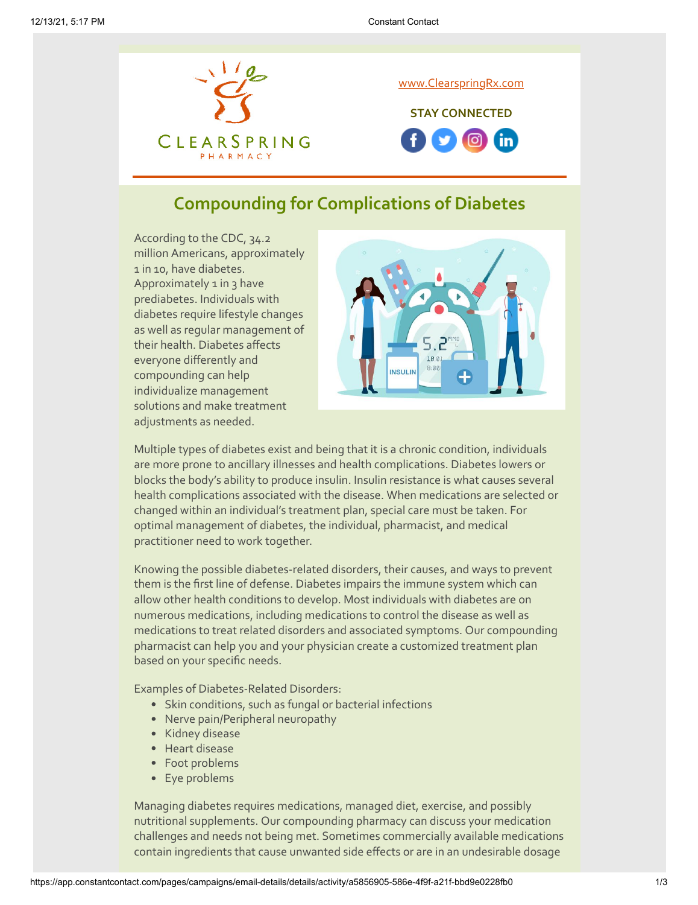CLEARSPRING PHARMACY

www.ClearspringRx.com

STAY CONNECTED

## Compounding for Complications of Diabetes

According to the CDC, 34.2 million Americans, approximately 1 in 10, have diabetes. Approximately 1 in 3 have prediabetes. Individuals with diabetes require lifestyle changes as well as regular management of their health. Diabetes affects everyone differently and compounding can help individualize management solutions and make treatment adjustments as needed.

Multiple types of diabetes exist and being that it is a chronic condition, individuals are more prone to ancillary illnesses and health complications. Diabetes lowers or blocks the body's ability to produce insulin. Insulin resistance is what causes several health complications associated with the disease. When medications are selected or changed within an individual's treatment plan, special care must be taken. For optimal management of diabetes, the individual, pharmacist, and medical practitioner need to work together.

Knowing the possible diabetes-related disorders, their causes, and ways to prevent them is the first line of defense. Diabetes impairs the immune system which can allow other health conditions to develop. Most individuals with diabetes are on numerous medications, including medications to control the disease as well as medications to treat related disorders and associated symptoms. Our compounding pharmacist can help you and your physician create a customized treatment plan based on your specific needs.

Examples of Diabetes-Related Disorders:

- Skin conditions, such as fungal or bacterial infections
- Nerve pain/Peripheral neuropathy
- Kidney disease
- Heart disease
- Foot problems
- Eye problems

Managing diabetes requires medications, managed diet, exercise, and possibly nutritional supplements. Our compounding pharmacy can discuss your medication challenges and needs not being met. Sometimes commercially available medications contain ingredients that cause unwanted side effects or are in an undesirable dosage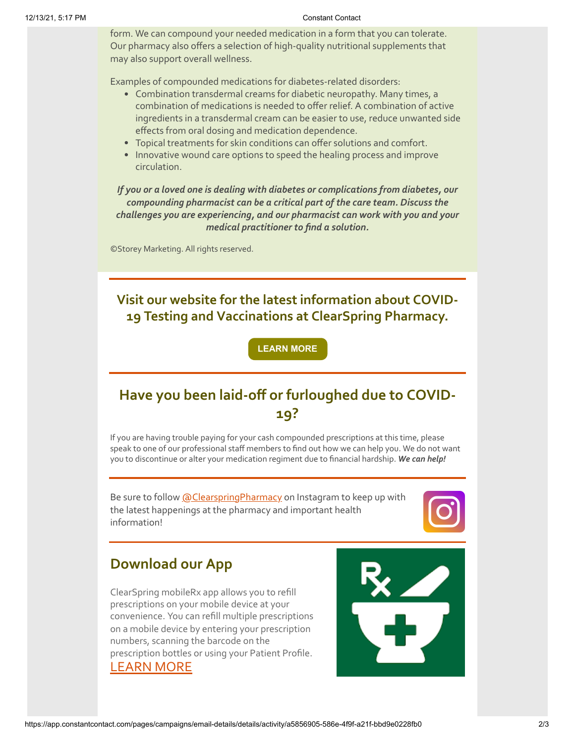form. We can compound your needed medication in a form that you can tolerate. Our pharmacy also offers a selection of high-quality nutritional supplements that may also support overall wellness.

Examples of compounded medications for diabetes-related disorders:

- Combination transdermal creams for diabetic neuropathy. Many times, a combination of medications is needed to offer relief. A combination of active ingredients in a transdermal cream can be easier to use, reduce unwanted side effects from oral dosing and medication dependence.
- Topical treatments for skin conditions can offer solutions and comfort.
- Innovative wound care options to speed the healing process and improve circulation.

***If you or a loved one is dealing with diabetes or complications from diabetes, our compounding pharmacist can be a critical part of the care team. Discuss the challenges you are experiencing, and our pharmacist can work with you and your medical practitioner to find a solution.***

©Storey Marketing. All rights reserved.

## Visit our website for the latest information about COVID-19 Testing and Vaccinations at ClearSpring Pharmacy.

**LEARN MORE**

## Have you been laid-off or furloughed due to COVID-19?

If you are having trouble paying for your cash compounded prescriptions at this time, please speak to one of our professional staff members to find out how we can help you. We do not want you to discontinue or alter your medication regiment due to financial hardship. ***We can help!***

Be sure to follow @ClearspringPharmacy on Instagram to keep up with the latest happenings at the pharmacy and important health information!

## Download our App

ClearSpring mobileRx app allows you to refill prescriptions on your mobile device at your convenience. You can refill multiple prescriptions on a mobile device by entering your prescription numbers, scanning the barcode on the prescription bottles or using your Patient Profile. LEARN MORE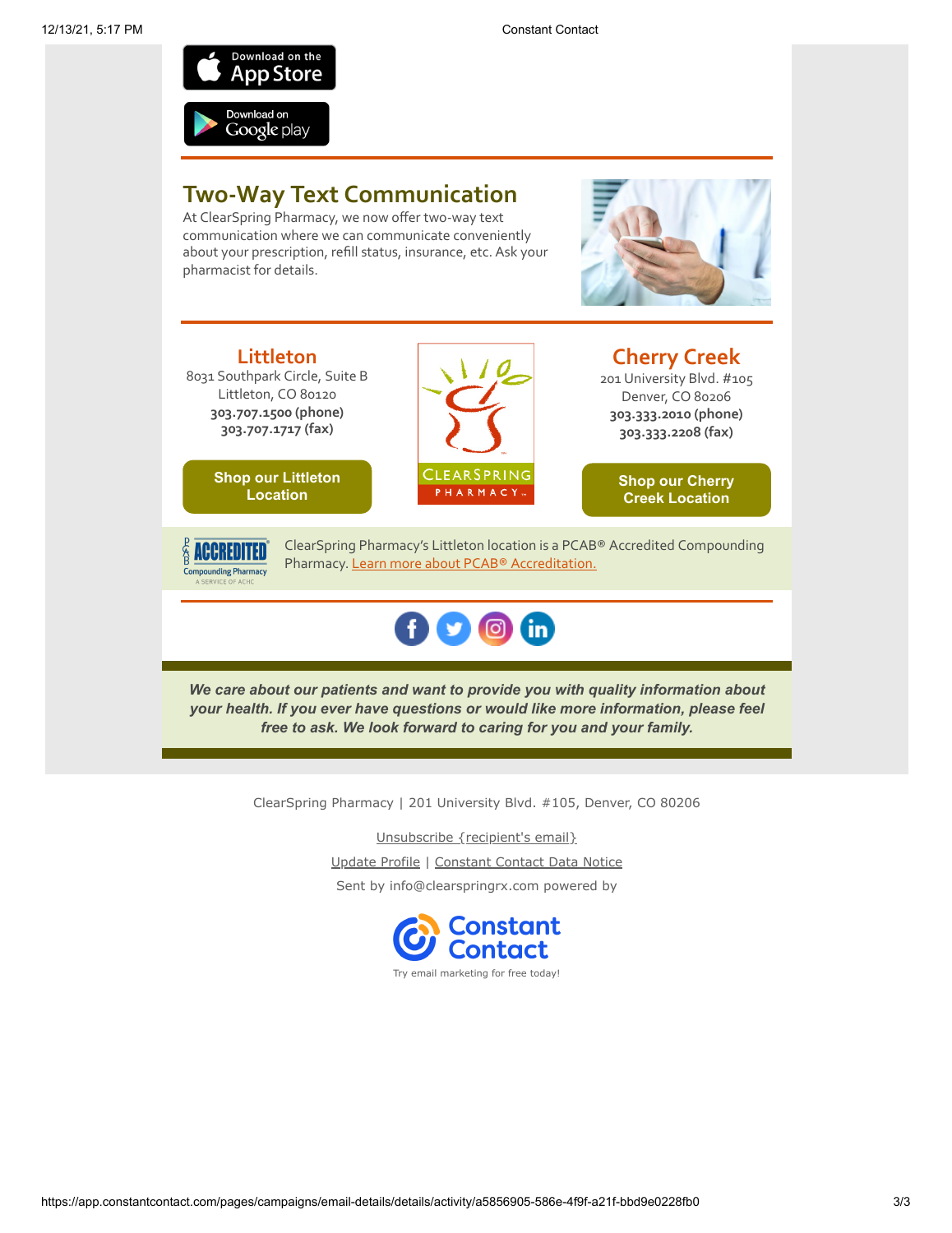Download on the App Store

Download on Google play

## Two-Way Text Communication

At ClearSpring Pharmacy, we now offer two-way text communication where we can communicate conveniently about your prescription, refill status, insurance, etc. Ask your pharmacist for details.

## Littleton

8031 Southpark Circle, Suite B
Littleton, CO 80120
**303.707.1500 (phone)**
**303.707.1717 (fax)**

**Shop our Littleton Location**

## Cherry Creek

201 University Blvd. #105
Denver, CO 80206
**303.333.2010 (phone)**
**303.333.2208 (fax)**

**Shop our Cherry Creek Location**

ClearSpring Pharmacy's Littleton location is a PCAB® Accredited Compounding Pharmacy. Learn more about PCAB® Accreditation.

***We care about our patients and want to provide you with quality information about your health. If you ever have questions or would like more information, please feel free to ask. We look forward to caring for you and your family.***

ClearSpring Pharmacy | 201 University Blvd. #105, Denver, CO 80206

Unsubscribe {recipient's email}

Update Profile | Constant Contact Data Notice

Sent by info@clearspringrx.com powered by

Constant Contact

Try email marketing for free today!